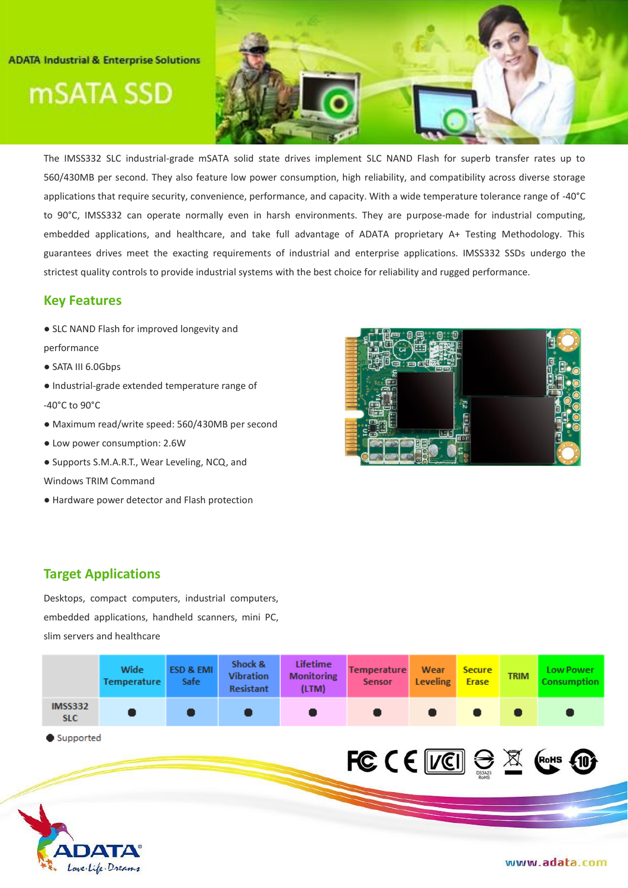ADATA Industrial & Enterprise Solutions

# mSATA SSD

The IMSS332 SLC industrial-grade mSATA solid state drives implement SLC NAND Flash for superb transfer rates up to 560/430MB per second. They also feature low power consumption, high reliability, and compatibility across diverse storage applications that require security, convenience, performance, and capacity. With a wide temperature tolerance range of -40°C to 90°C, IMSS332 can operate normally even in harsh environments. They are purpose-made for industrial computing, embedded applications, and healthcare, and take full advantage of ADATA proprietary A+ Testing Methodology. This guarantees drives meet the exacting requirements of industrial and enterprise applications. IMSS332 SSDs undergo the strictest quality controls to provide industrial systems with the best choice for reliability and rugged performance.

## Key Features

- SLC NAND Flash for improved longevity and performance
- SATA III 6.0Gbps
- Industrial-grade extended temperature range of -40°C to 90°C
- Maximum read/write speed: 560/430MB per second
- Low power consumption: 2.6W
- Supports S.M.A.R.T., Wear Leveling, NCQ, and Windows TRIM Command
- Hardware power detector and Flash protection

## Target Applications

Desktops, compact computers, industrial computers, embedded applications, handheld scanners, mini PC, slim servers and healthcare

| | Wide Temperature | ESD & EMI Safe | Shock & Vibration Resistant | Lifetime Monitoring (LTM) | Temperature Sensor | Wear Leveling | Secure Erase | TRIM | Low Power Consumption |
|---|---|---|---|---|---|---|---|---|---|
| IMSS332 SLC | ● | ● | ● | ● | ● | ● | ● | ● | ● |

● Supported

www.adata.com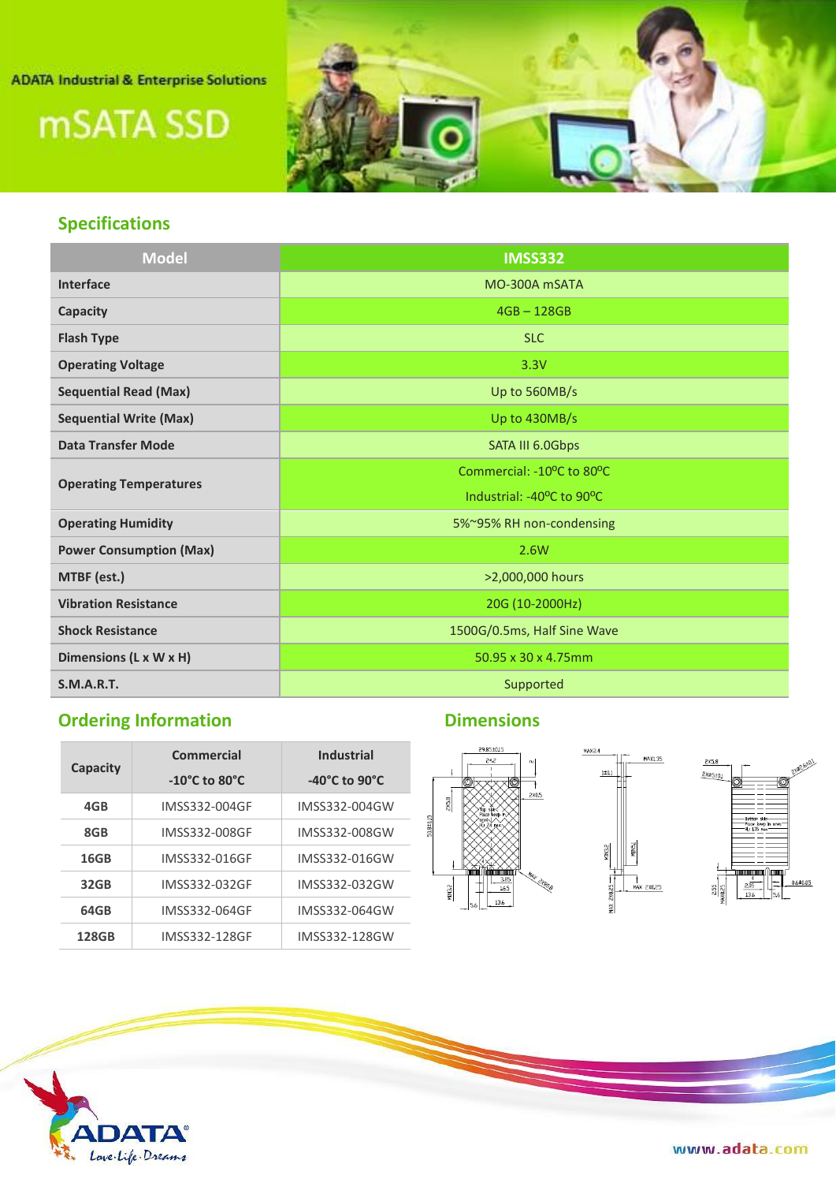ADATA Industrial & Enterprise Solutions

# mSATA SSD

## Specifications

| Model | IMSS332 |
|---|---|
| Interface | MO-300A mSATA |
| Capacity | 4GB – 128GB |
| Flash Type | SLC |
| Operating Voltage | 3.3V |
| Sequential Read (Max) | Up to 560MB/s |
| Sequential Write (Max) | Up to 430MB/s |
| Data Transfer Mode | SATA III 6.0Gbps |
| Operating Temperatures | Commercial: -10ºC to 80ºC<br>Industrial: -40ºC to 90ºC |
| Operating Humidity | 5%~95% RH non-condensing |
| Power Consumption (Max) | 2.6W |
| MTBF (est.) | >2,000,000 hours |
| Vibration Resistance | 20G (10-2000Hz) |
| Shock Resistance | 1500G/0.5ms, Half Sine Wave |
| Dimensions (L x W x H) | 50.95 x 30 x 4.75mm |
| S.M.A.R.T. | Supported |

## Ordering Information

| Capacity | Commercial<br>-10°C to 80°C | Industrial<br>-40°C to 90°C |
|---|---|---|
| 4GB | IMSS332-004GF | IMSS332-004GW |
| 8GB | IMSS332-008GF | IMSS332-008GW |
| 16GB | IMSS332-016GF | IMSS332-016GW |
| 32GB | IMSS332-032GF | IMSS332-032GW |
| 64GB | IMSS332-064GF | IMSS332-064GW |
| 128GB | IMSS332-128GF | IMSS332-128GW |

## Dimensions

www.adata.com